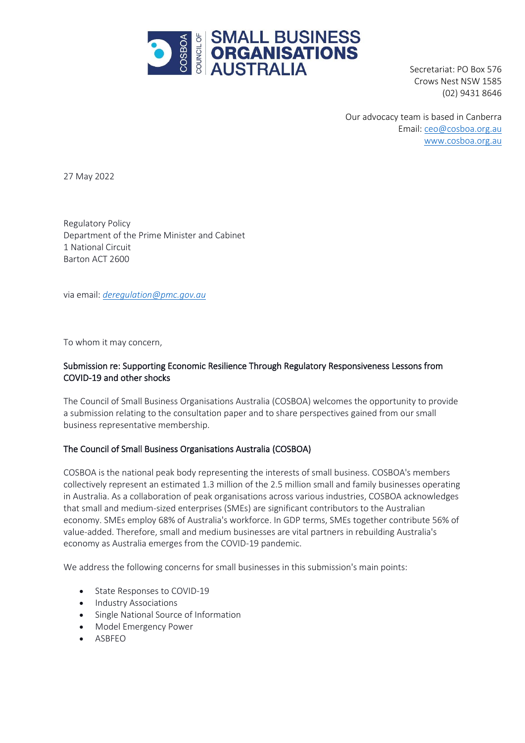**COUNCIL OF SMALL BUSINESS ORGANISATIONS AUSTRALIA**

Secretariat: PO Box 576
Crows Nest NSW 1585
(02) 9431 8646

Our advocacy team is based in Canberra
Email: ceo@cosboa.org.au
www.cosboa.org.au

27 May 2022

Regulatory Policy
Department of the Prime Minister and Cabinet
1 National Circuit
Barton ACT 2600

via email: *deregulation@pmc.gov.au*

To whom it may concern,

## Submission re: Supporting Economic Resilience Through Regulatory Responsiveness Lessons from COVID-19 and other shocks

The Council of Small Business Organisations Australia (COSBOA) welcomes the opportunity to provide a submission relating to the consultation paper and to share perspectives gained from our small business representative membership.

## The Council of Small Business Organisations Australia (COSBOA)

COSBOA is the national peak body representing the interests of small business. COSBOA's members collectively represent an estimated 1.3 million of the 2.5 million small and family businesses operating in Australia. As a collaboration of peak organisations across various industries, COSBOA acknowledges that small and medium-sized enterprises (SMEs) are significant contributors to the Australian economy. SMEs employ 68% of Australia's workforce. In GDP terms, SMEs together contribute 56% of value-added. Therefore, small and medium businesses are vital partners in rebuilding Australia's economy as Australia emerges from the COVID-19 pandemic.

We address the following concerns for small businesses in this submission's main points:

- State Responses to COVID-19
- Industry Associations
- Single National Source of Information
- Model Emergency Power
- ASBFEO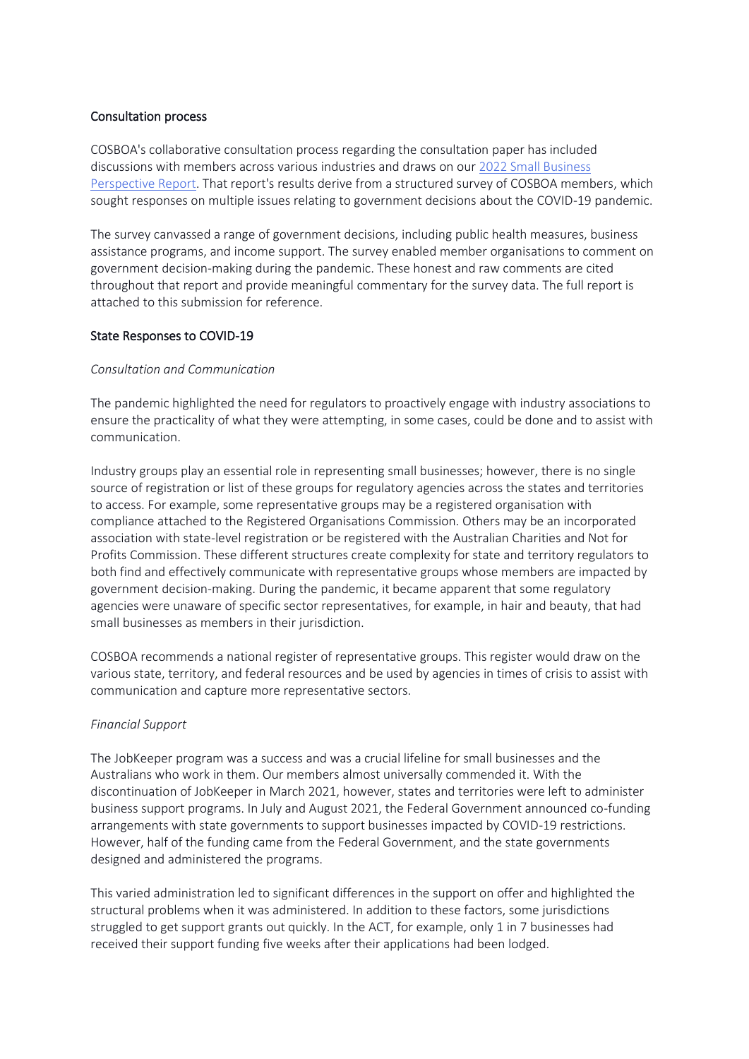## Consultation process

COSBOA's collaborative consultation process regarding the consultation paper has included discussions with members across various industries and draws on our [2022 Small Business Perspective Report](). That report's results derive from a structured survey of COSBOA members, which sought responses on multiple issues relating to government decisions about the COVID-19 pandemic.

The survey canvassed a range of government decisions, including public health measures, business assistance programs, and income support. The survey enabled member organisations to comment on government decision-making during the pandemic. These honest and raw comments are cited throughout that report and provide meaningful commentary for the survey data. The full report is attached to this submission for reference.

## State Responses to COVID-19

### *Consultation and Communication*

The pandemic highlighted the need for regulators to proactively engage with industry associations to ensure the practicality of what they were attempting, in some cases, could be done and to assist with communication.

Industry groups play an essential role in representing small businesses; however, there is no single source of registration or list of these groups for regulatory agencies across the states and territories to access. For example, some representative groups may be a registered organisation with compliance attached to the Registered Organisations Commission. Others may be an incorporated association with state-level registration or be registered with the Australian Charities and Not for Profits Commission. These different structures create complexity for state and territory regulators to both find and effectively communicate with representative groups whose members are impacted by government decision-making. During the pandemic, it became apparent that some regulatory agencies were unaware of specific sector representatives, for example, in hair and beauty, that had small businesses as members in their jurisdiction.

COSBOA recommends a national register of representative groups. This register would draw on the various state, territory, and federal resources and be used by agencies in times of crisis to assist with communication and capture more representative sectors.

### *Financial Support*

The JobKeeper program was a success and was a crucial lifeline for small businesses and the Australians who work in them. Our members almost universally commended it. With the discontinuation of JobKeeper in March 2021, however, states and territories were left to administer business support programs. In July and August 2021, the Federal Government announced co-funding arrangements with state governments to support businesses impacted by COVID-19 restrictions. However, half of the funding came from the Federal Government, and the state governments designed and administered the programs.

This varied administration led to significant differences in the support on offer and highlighted the structural problems when it was administered. In addition to these factors, some jurisdictions struggled to get support grants out quickly. In the ACT, for example, only 1 in 7 businesses had received their support funding five weeks after their applications had been lodged.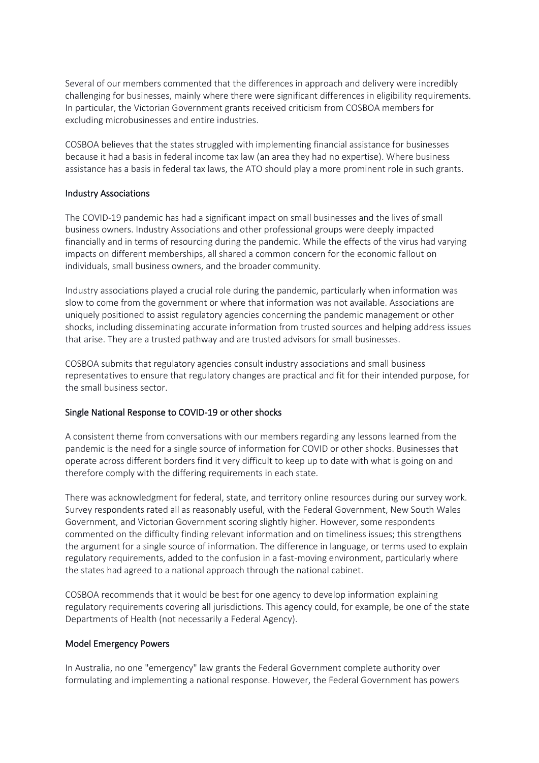Several of our members commented that the differences in approach and delivery were incredibly challenging for businesses, mainly where there were significant differences in eligibility requirements. In particular, the Victorian Government grants received criticism from COSBOA members for excluding microbusinesses and entire industries.

COSBOA believes that the states struggled with implementing financial assistance for businesses because it had a basis in federal income tax law (an area they had no expertise). Where business assistance has a basis in federal tax laws, the ATO should play a more prominent role in such grants.

## Industry Associations

The COVID-19 pandemic has had a significant impact on small businesses and the lives of small business owners. Industry Associations and other professional groups were deeply impacted financially and in terms of resourcing during the pandemic. While the effects of the virus had varying impacts on different memberships, all shared a common concern for the economic fallout on individuals, small business owners, and the broader community.

Industry associations played a crucial role during the pandemic, particularly when information was slow to come from the government or where that information was not available. Associations are uniquely positioned to assist regulatory agencies concerning the pandemic management or other shocks, including disseminating accurate information from trusted sources and helping address issues that arise. They are a trusted pathway and are trusted advisors for small businesses.

COSBOA submits that regulatory agencies consult industry associations and small business representatives to ensure that regulatory changes are practical and fit for their intended purpose, for the small business sector.

## Single National Response to COVID-19 or other shocks

A consistent theme from conversations with our members regarding any lessons learned from the pandemic is the need for a single source of information for COVID or other shocks. Businesses that operate across different borders find it very difficult to keep up to date with what is going on and therefore comply with the differing requirements in each state.

There was acknowledgment for federal, state, and territory online resources during our survey work. Survey respondents rated all as reasonably useful, with the Federal Government, New South Wales Government, and Victorian Government scoring slightly higher. However, some respondents commented on the difficulty finding relevant information and on timeliness issues; this strengthens the argument for a single source of information. The difference in language, or terms used to explain regulatory requirements, added to the confusion in a fast-moving environment, particularly where the states had agreed to a national approach through the national cabinet.

COSBOA recommends that it would be best for one agency to develop information explaining regulatory requirements covering all jurisdictions. This agency could, for example, be one of the state Departments of Health (not necessarily a Federal Agency).

## Model Emergency Powers

In Australia, no one "emergency" law grants the Federal Government complete authority over formulating and implementing a national response. However, the Federal Government has powers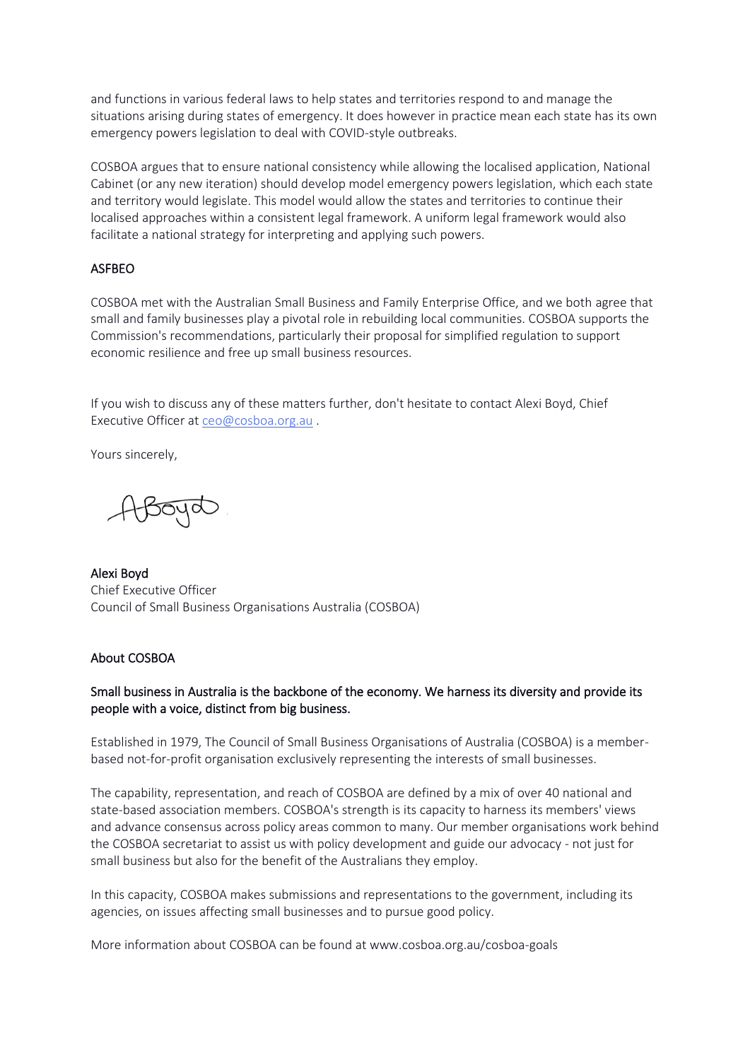and functions in various federal laws to help states and territories respond to and manage the situations arising during states of emergency. It does however in practice mean each state has its own emergency powers legislation to deal with COVID-style outbreaks.

COSBOA argues that to ensure national consistency while allowing the localised application, National Cabinet (or any new iteration) should develop model emergency powers legislation, which each state and territory would legislate. This model would allow the states and territories to continue their localised approaches within a consistent legal framework. A uniform legal framework would also facilitate a national strategy for interpreting and applying such powers.

## ASFBEO

COSBOA met with the Australian Small Business and Family Enterprise Office, and we both agree that small and family businesses play a pivotal role in rebuilding local communities. COSBOA supports the Commission's recommendations, particularly their proposal for simplified regulation to support economic resilience and free up small business resources.

If you wish to discuss any of these matters further, don't hesitate to contact Alexi Boyd, Chief Executive Officer at ceo@cosboa.org.au .

Yours sincerely,

ABoyd

Alexi Boyd
Chief Executive Officer
Council of Small Business Organisations Australia (COSBOA)

## About COSBOA

**Small business in Australia is the backbone of the economy. We harness its diversity and provide its people with a voice, distinct from big business.**

Established in 1979, The Council of Small Business Organisations of Australia (COSBOA) is a member-based not-for-profit organisation exclusively representing the interests of small businesses.

The capability, representation, and reach of COSBOA are defined by a mix of over 40 national and state-based association members. COSBOA's strength is its capacity to harness its members' views and advance consensus across policy areas common to many. Our member organisations work behind the COSBOA secretariat to assist us with policy development and guide our advocacy - not just for small business but also for the benefit of the Australians they employ.

In this capacity, COSBOA makes submissions and representations to the government, including its agencies, on issues affecting small businesses and to pursue good policy.

More information about COSBOA can be found at www.cosboa.org.au/cosboa-goals